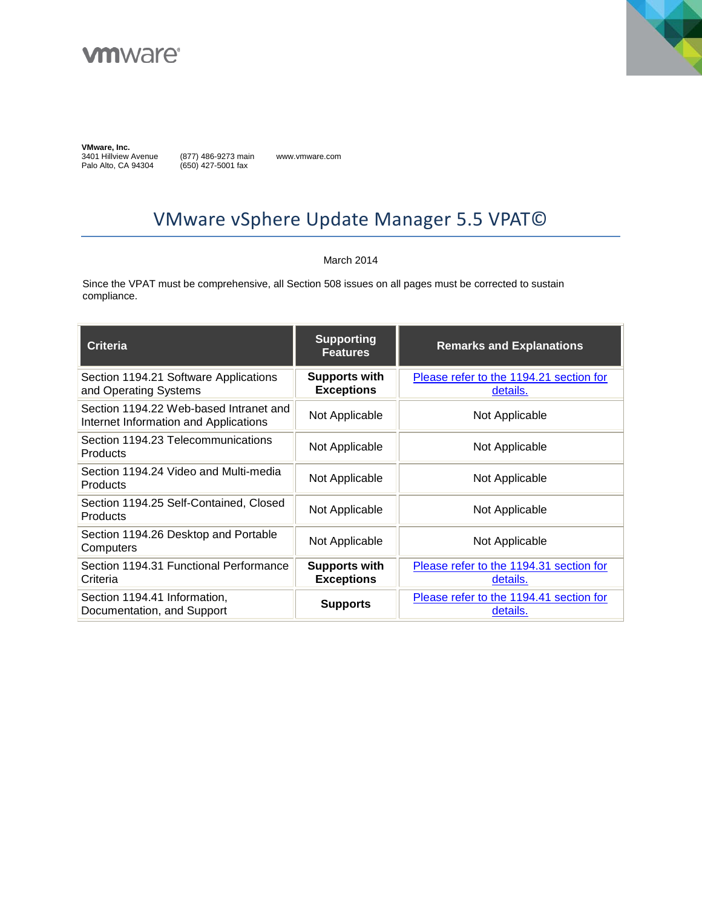vmware®

**VMware, Inc.**
3401 Hillview Avenue
Palo Alto, CA 94304

(877) 486-9273 main
(650) 427-5001 fax

www.vmware.com

# VMware vSphere Update Manager 5.5 VPAT©

March 2014

Since the VPAT must be comprehensive, all Section 508 issues on all pages must be corrected to sustain compliance.

| Criteria | Supporting Features | Remarks and Explanations |
|---|---|---|
| Section 1194.21 Software Applications and Operating Systems | **Supports with Exceptions** | Please refer to the 1194.21 section for details. |
| Section 1194.22 Web-based Intranet and Internet Information and Applications | Not Applicable | Not Applicable |
| Section 1194.23 Telecommunications Products | Not Applicable | Not Applicable |
| Section 1194.24 Video and Multi-media Products | Not Applicable | Not Applicable |
| Section 1194.25 Self-Contained, Closed Products | Not Applicable | Not Applicable |
| Section 1194.26 Desktop and Portable Computers | Not Applicable | Not Applicable |
| Section 1194.31 Functional Performance Criteria | **Supports with Exceptions** | Please refer to the 1194.31 section for details. |
| Section 1194.41 Information, Documentation, and Support | **Supports** | Please refer to the 1194.41 section for details. |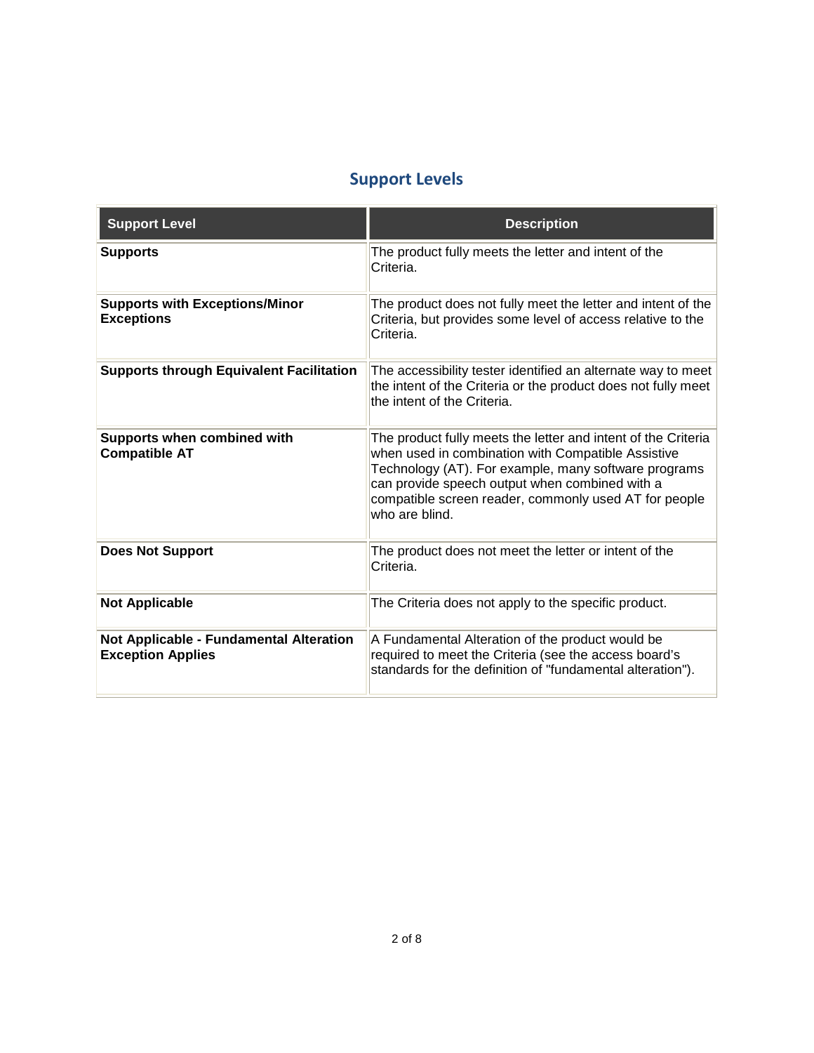## Support Levels

| Support Level | Description |
|---|---|
| **Supports** | The product fully meets the letter and intent of the Criteria. |
| **Supports with Exceptions/Minor Exceptions** | The product does not fully meet the letter and intent of the Criteria, but provides some level of access relative to the Criteria. |
| **Supports through Equivalent Facilitation** | The accessibility tester identified an alternate way to meet the intent of the Criteria or the product does not fully meet the intent of the Criteria. |
| **Supports when combined with Compatible AT** | The product fully meets the letter and intent of the Criteria when used in combination with Compatible Assistive Technology (AT). For example, many software programs can provide speech output when combined with a compatible screen reader, commonly used AT for people who are blind. |
| **Does Not Support** | The product does not meet the letter or intent of the Criteria. |
| **Not Applicable** | The Criteria does not apply to the specific product. |
| **Not Applicable - Fundamental Alteration Exception Applies** | A Fundamental Alteration of the product would be required to meet the Criteria (see the access board's standards for the definition of "fundamental alteration"). |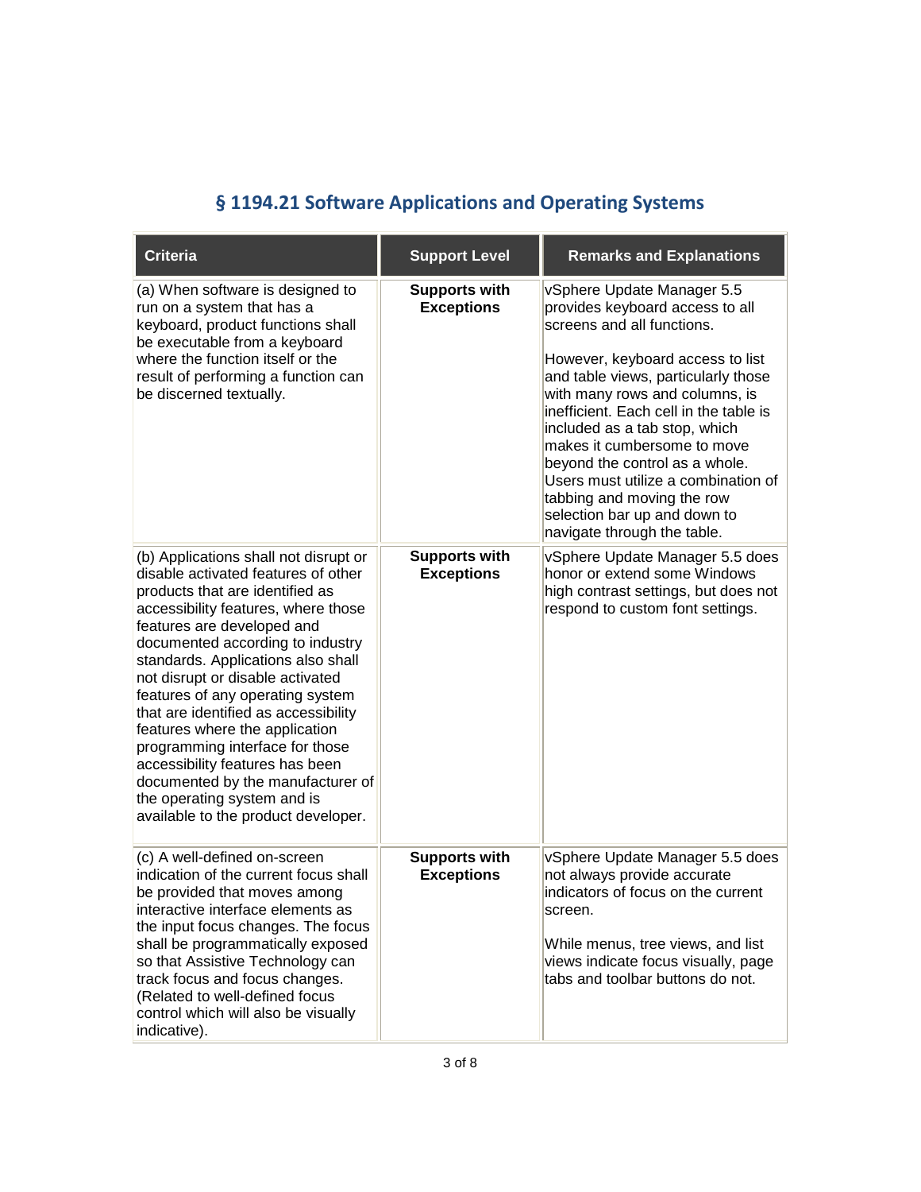## § 1194.21 Software Applications and Operating Systems

| Criteria | Support Level | Remarks and Explanations |
| --- | --- | --- |
| (a) When software is designed to run on a system that has a keyboard, product functions shall be executable from a keyboard where the function itself or the result of performing a function can be discerned textually. | **Supports with Exceptions** | vSphere Update Manager 5.5 provides keyboard access to all screens and all functions.<br><br>However, keyboard access to list and table views, particularly those with many rows and columns, is inefficient. Each cell in the table is included as a tab stop, which makes it cumbersome to move beyond the control as a whole. Users must utilize a combination of tabbing and moving the row selection bar up and down to navigate through the table. |
| (b) Applications shall not disrupt or disable activated features of other products that are identified as accessibility features, where those features are developed and documented according to industry standards. Applications also shall not disrupt or disable activated features of any operating system that are identified as accessibility features where the application programming interface for those accessibility features has been documented by the manufacturer of the operating system and is available to the product developer. | **Supports with Exceptions** | vSphere Update Manager 5.5 does honor or extend some Windows high contrast settings, but does not respond to custom font settings. |
| (c) A well-defined on-screen indication of the current focus shall be provided that moves among interactive interface elements as the input focus changes. The focus shall be programmatically exposed so that Assistive Technology can track focus and focus changes. (Related to well-defined focus control which will also be visually indicative). | **Supports with Exceptions** | vSphere Update Manager 5.5 does not always provide accurate indicators of focus on the current screen.<br><br>While menus, tree views, and list views indicate focus visually, page tabs and toolbar buttons do not. |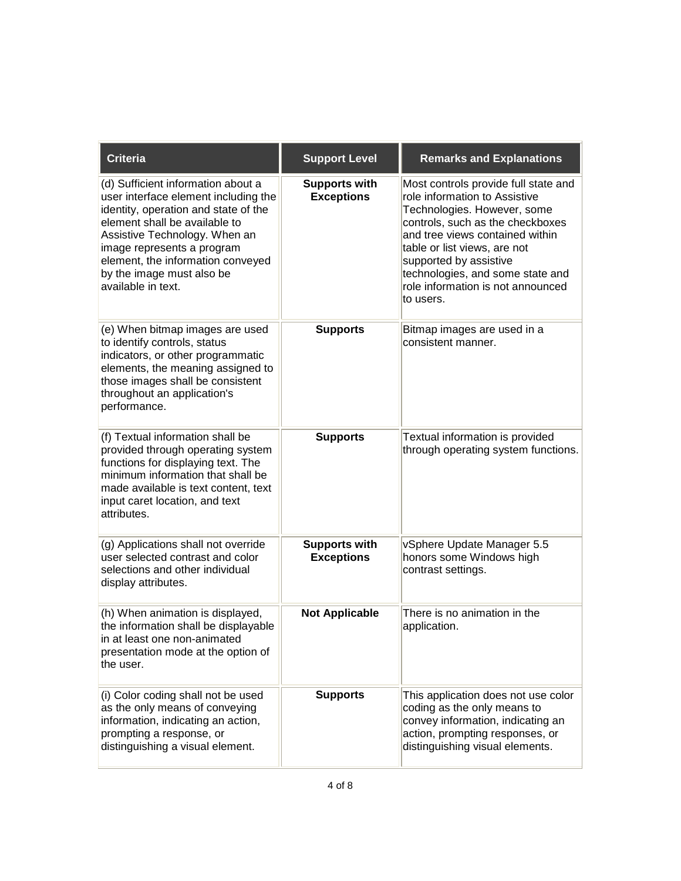| Criteria | Support Level | Remarks and Explanations |
| --- | --- | --- |
| (d) Sufficient information about a user interface element including the identity, operation and state of the element shall be available to Assistive Technology. When an image represents a program element, the information conveyed by the image must also be available in text. | **Supports with Exceptions** | Most controls provide full state and role information to Assistive Technologies. However, some controls, such as the checkboxes and tree views contained within table or list views, are not supported by assistive technologies, and some state and role information is not announced to users. |
| (e) When bitmap images are used to identify controls, status indicators, or other programmatic elements, the meaning assigned to those images shall be consistent throughout an application's performance. | **Supports** | Bitmap images are used in a consistent manner. |
| (f) Textual information shall be provided through operating system functions for displaying text. The minimum information that shall be made available is text content, text input caret location, and text attributes. | **Supports** | Textual information is provided through operating system functions. |
| (g) Applications shall not override user selected contrast and color selections and other individual display attributes. | **Supports with Exceptions** | vSphere Update Manager 5.5 honors some Windows high contrast settings. |
| (h) When animation is displayed, the information shall be displayable in at least one non-animated presentation mode at the option of the user. | **Not Applicable** | There is no animation in the application. |
| (i) Color coding shall not be used as the only means of conveying information, indicating an action, prompting a response, or distinguishing a visual element. | **Supports** | This application does not use color coding as the only means to convey information, indicating an action, prompting responses, or distinguishing visual elements. |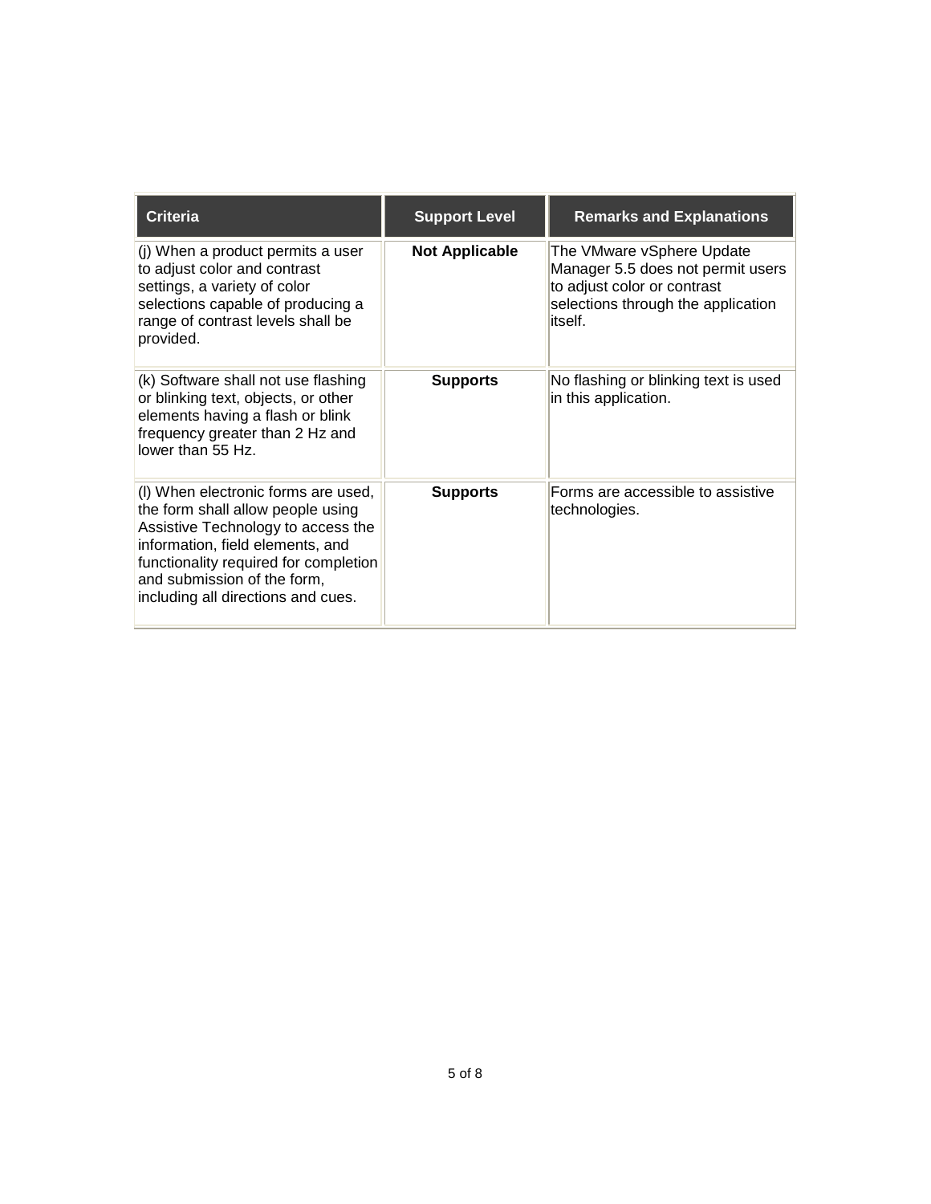| Criteria | Support Level | Remarks and Explanations |
| --- | --- | --- |
| (j) When a product permits a user to adjust color and contrast settings, a variety of color selections capable of producing a range of contrast levels shall be provided. | **Not Applicable** | The VMware vSphere Update Manager 5.5 does not permit users to adjust color or contrast selections through the application itself. |
| (k) Software shall not use flashing or blinking text, objects, or other elements having a flash or blink frequency greater than 2 Hz and lower than 55 Hz. | **Supports** | No flashing or blinking text is used in this application. |
| (l) When electronic forms are used, the form shall allow people using Assistive Technology to access the information, field elements, and functionality required for completion and submission of the form, including all directions and cues. | **Supports** | Forms are accessible to assistive technologies. |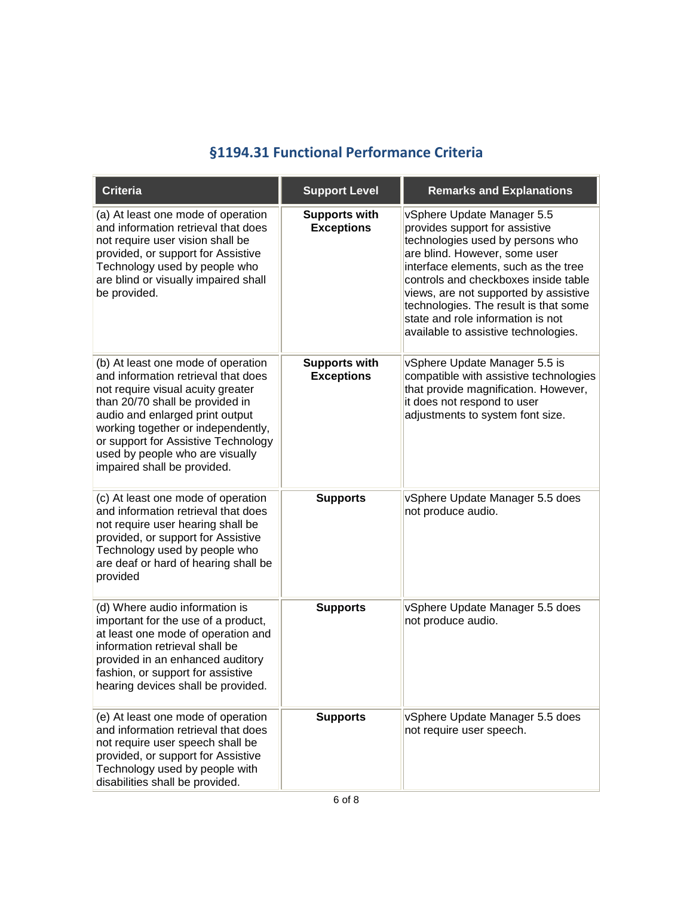## §1194.31 Functional Performance Criteria

| Criteria | Support Level | Remarks and Explanations |
|---|---|---|
| (a) At least one mode of operation and information retrieval that does not require user vision shall be provided, or support for Assistive Technology used by people who are blind or visually impaired shall be provided. | **Supports with Exceptions** | vSphere Update Manager 5.5 provides support for assistive technologies used by persons who are blind. However, some user interface elements, such as the tree controls and checkboxes inside table views, are not supported by assistive technologies. The result is that some state and role information is not available to assistive technologies. |
| (b) At least one mode of operation and information retrieval that does not require visual acuity greater than 20/70 shall be provided in audio and enlarged print output working together or independently, or support for Assistive Technology used by people who are visually impaired shall be provided. | **Supports with Exceptions** | vSphere Update Manager 5.5 is compatible with assistive technologies that provide magnification. However, it does not respond to user adjustments to system font size. |
| (c) At least one mode of operation and information retrieval that does not require user hearing shall be provided, or support for Assistive Technology used by people who are deaf or hard of hearing shall be provided | **Supports** | vSphere Update Manager 5.5 does not produce audio. |
| (d) Where audio information is important for the use of a product, at least one mode of operation and information retrieval shall be provided in an enhanced auditory fashion, or support for assistive hearing devices shall be provided. | **Supports** | vSphere Update Manager 5.5 does not produce audio. |
| (e) At least one mode of operation and information retrieval that does not require user speech shall be provided, or support for Assistive Technology used by people with disabilities shall be provided. | **Supports** | vSphere Update Manager 5.5 does not require user speech. |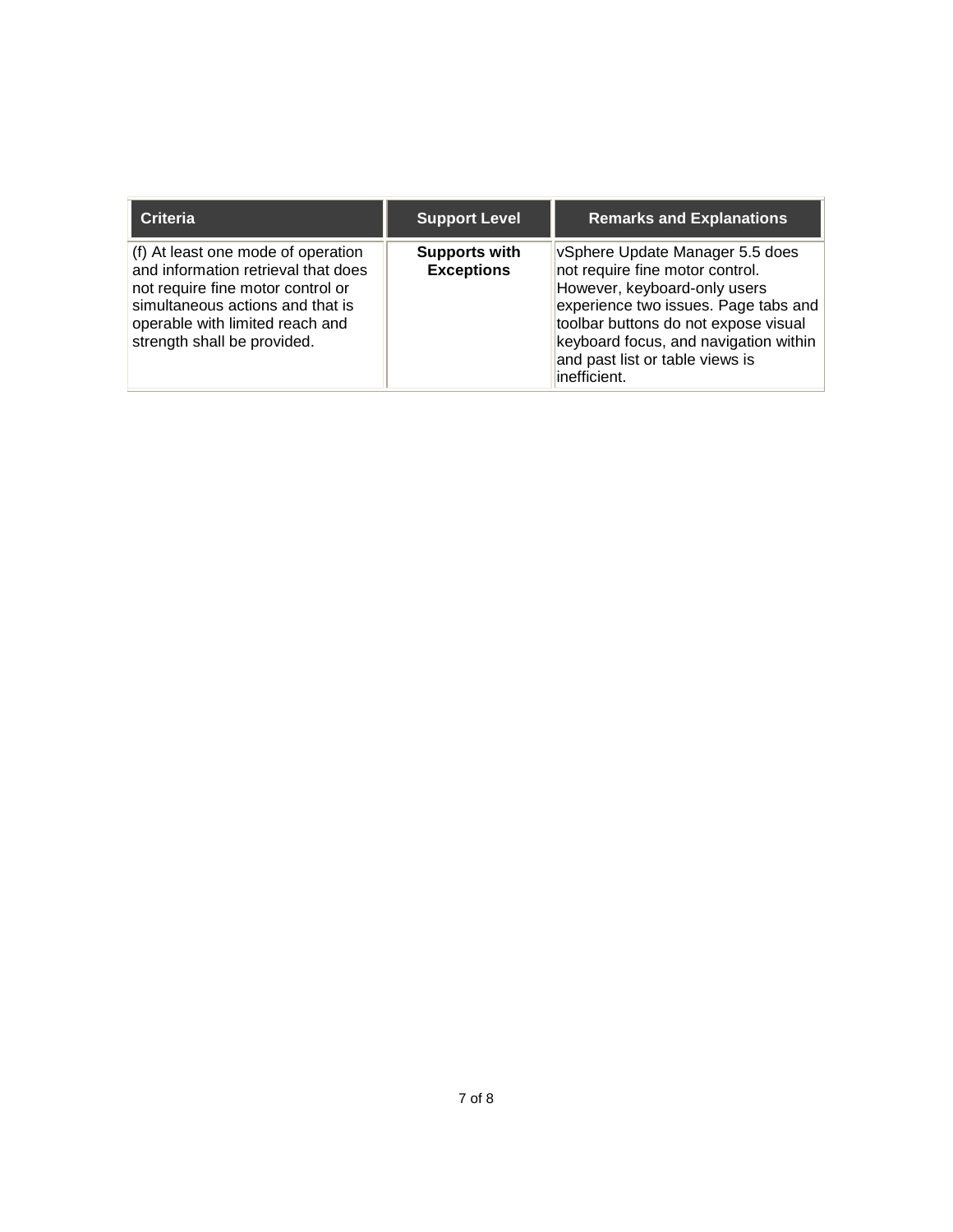| Criteria | Support Level | Remarks and Explanations |
| --- | --- | --- |
| (f) At least one mode of operation and information retrieval that does not require fine motor control or simultaneous actions and that is operable with limited reach and strength shall be provided. | **Supports with Exceptions** | vSphere Update Manager 5.5 does not require fine motor control. However, keyboard-only users experience two issues. Page tabs and toolbar buttons do not expose visual keyboard focus, and navigation within and past list or table views is inefficient. |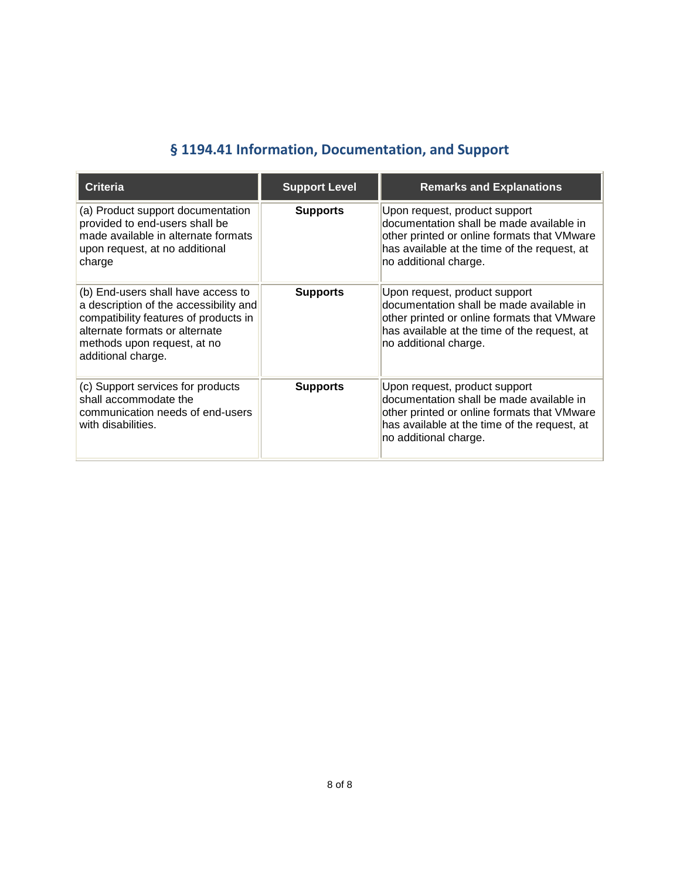## § 1194.41 Information, Documentation, and Support

| Criteria | Support Level | Remarks and Explanations |
| --- | --- | --- |
| (a) Product support documentation provided to end-users shall be made available in alternate formats upon request, at no additional charge | **Supports** | Upon request, product support documentation shall be made available in other printed or online formats that VMware has available at the time of the request, at no additional charge. |
| (b) End-users shall have access to a description of the accessibility and compatibility features of products in alternate formats or alternate methods upon request, at no additional charge. | **Supports** | Upon request, product support documentation shall be made available in other printed or online formats that VMware has available at the time of the request, at no additional charge. |
| (c) Support services for products shall accommodate the communication needs of end-users with disabilities. | **Supports** | Upon request, product support documentation shall be made available in other printed or online formats that VMware has available at the time of the request, at no additional charge. |